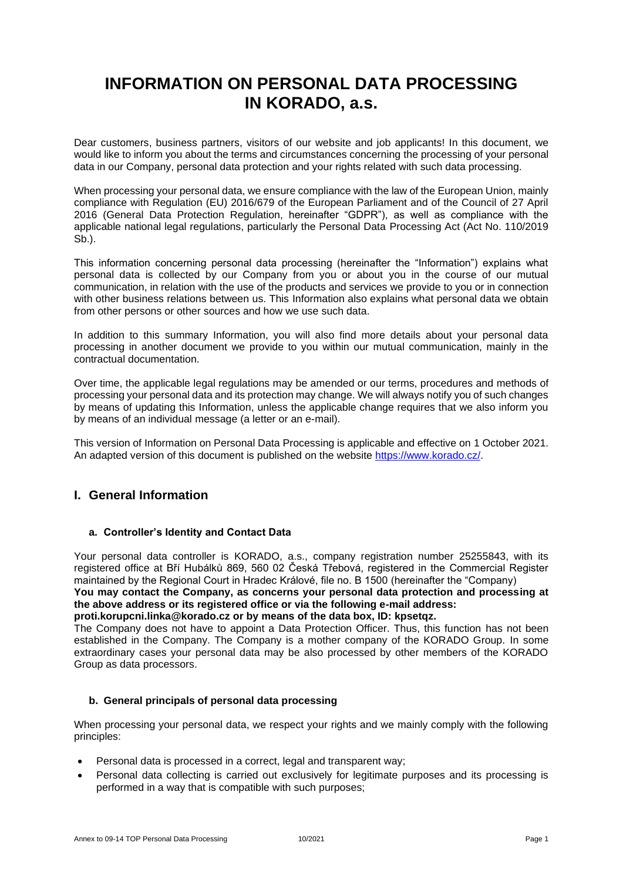# INFORMATION ON PERSONAL DATA PROCESSING IN KORADO, a.s.

Dear customers, business partners, visitors of our website and job applicants! In this document, we would like to inform you about the terms and circumstances concerning the processing of your personal data in our Company, personal data protection and your rights related with such data processing.

When processing your personal data, we ensure compliance with the law of the European Union, mainly compliance with Regulation (EU) 2016/679 of the European Parliament and of the Council of 27 April 2016 (General Data Protection Regulation, hereinafter "GDPR"), as well as compliance with the applicable national legal regulations, particularly the Personal Data Processing Act (Act No. 110/2019 Sb.).

This information concerning personal data processing (hereinafter the "Information") explains what personal data is collected by our Company from you or about you in the course of our mutual communication, in relation with the use of the products and services we provide to you or in connection with other business relations between us. This Information also explains what personal data we obtain from other persons or other sources and how we use such data.

In addition to this summary Information, you will also find more details about your personal data processing in another document we provide to you within our mutual communication, mainly in the contractual documentation.

Over time, the applicable legal regulations may be amended or our terms, procedures and methods of processing your personal data and its protection may change. We will always notify you of such changes by means of updating this Information, unless the applicable change requires that we also inform you by means of an individual message (a letter or an e-mail).

This version of Information on Personal Data Processing is applicable and effective on 1 October 2021. An adapted version of this document is published on the website https://www.korado.cz/.

## I. General Information

### a. Controller's Identity and Contact Data

Your personal data controller is KORADO, a.s., company registration number 25255843, with its registered office at Bří Hubálků 869, 560 02 Česká Třebová, registered in the Commercial Register maintained by the Regional Court in Hradec Králové, file no. B 1500 (hereinafter the "Company")

**You may contact the Company, as concerns your personal data protection and processing at the above address or its registered office or via the following e-mail address: proti.korupcni.linka@korado.cz or by means of the data box, ID: kpsetqz.**

The Company does not have to appoint a Data Protection Officer. Thus, this function has not been established in the Company. The Company is a mother company of the KORADO Group. In some extraordinary cases your personal data may be also processed by other members of the KORADO Group as data processors.

### b. General principals of personal data processing

When processing your personal data, we respect your rights and we mainly comply with the following principles:

- Personal data is processed in a correct, legal and transparent way;
- Personal data collecting is carried out exclusively for legitimate purposes and its processing is performed in a way that is compatible with such purposes;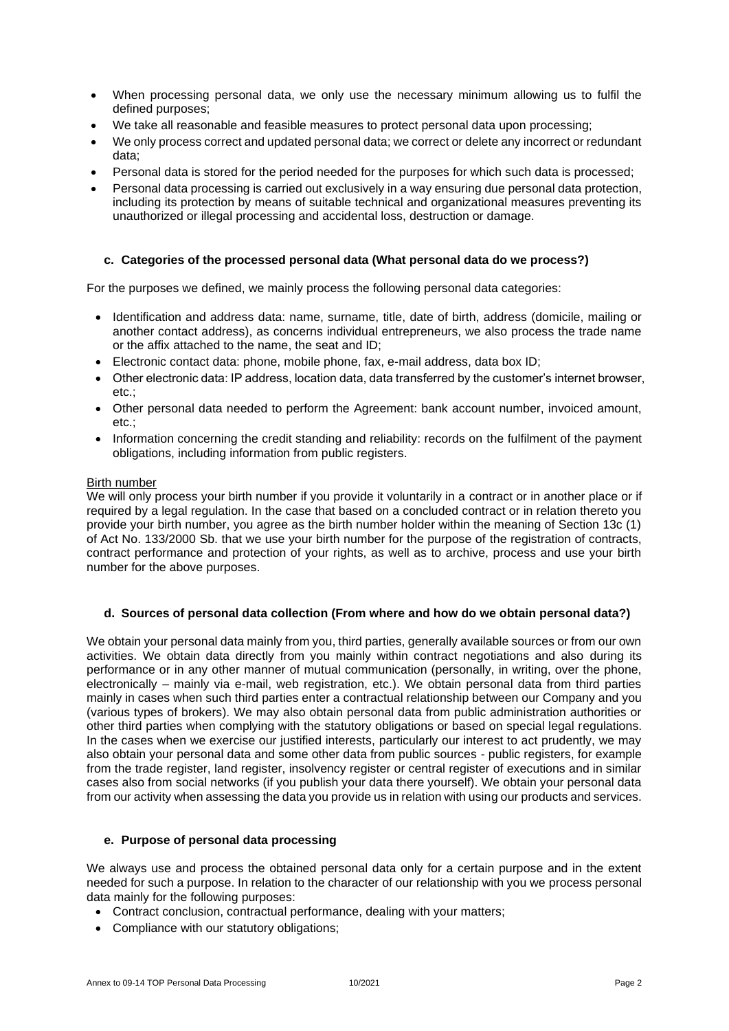- When processing personal data, we only use the necessary minimum allowing us to fulfil the defined purposes;
- We take all reasonable and feasible measures to protect personal data upon processing;
- We only process correct and updated personal data; we correct or delete any incorrect or redundant data;
- Personal data is stored for the period needed for the purposes for which such data is processed;
- Personal data processing is carried out exclusively in a way ensuring due personal data protection, including its protection by means of suitable technical and organizational measures preventing its unauthorized or illegal processing and accidental loss, destruction or damage.

### c. Categories of the processed personal data (What personal data do we process?)

For the purposes we defined, we mainly process the following personal data categories:

- Identification and address data: name, surname, title, date of birth, address (domicile, mailing or another contact address), as concerns individual entrepreneurs, we also process the trade name or the affix attached to the name, the seat and ID;
- Electronic contact data: phone, mobile phone, fax, e-mail address, data box ID;
- Other electronic data: IP address, location data, data transferred by the customer's internet browser, etc.;
- Other personal data needed to perform the Agreement: bank account number, invoiced amount, etc.;
- Information concerning the credit standing and reliability: records on the fulfilment of the payment obligations, including information from public registers.

Birth number

We will only process your birth number if you provide it voluntarily in a contract or in another place or if required by a legal regulation. In the case that based on a concluded contract or in relation thereto you provide your birth number, you agree as the birth number holder within the meaning of Section 13c (1) of Act No. 133/2000 Sb. that we use your birth number for the purpose of the registration of contracts, contract performance and protection of your rights, as well as to archive, process and use your birth number for the above purposes.

### d. Sources of personal data collection (From where and how do we obtain personal data?)

We obtain your personal data mainly from you, third parties, generally available sources or from our own activities. We obtain data directly from you mainly within contract negotiations and also during its performance or in any other manner of mutual communication (personally, in writing, over the phone, electronically – mainly via e-mail, web registration, etc.). We obtain personal data from third parties mainly in cases when such third parties enter a contractual relationship between our Company and you (various types of brokers). We may also obtain personal data from public administration authorities or other third parties when complying with the statutory obligations or based on special legal regulations. In the cases when we exercise our justified interests, particularly our interest to act prudently, we may also obtain your personal data and some other data from public sources - public registers, for example from the trade register, land register, insolvency register or central register of executions and in similar cases also from social networks (if you publish your data there yourself). We obtain your personal data from our activity when assessing the data you provide us in relation with using our products and services.

### e. Purpose of personal data processing

We always use and process the obtained personal data only for a certain purpose and in the extent needed for such a purpose. In relation to the character of our relationship with you we process personal data mainly for the following purposes:

- Contract conclusion, contractual performance, dealing with your matters;
- Compliance with our statutory obligations;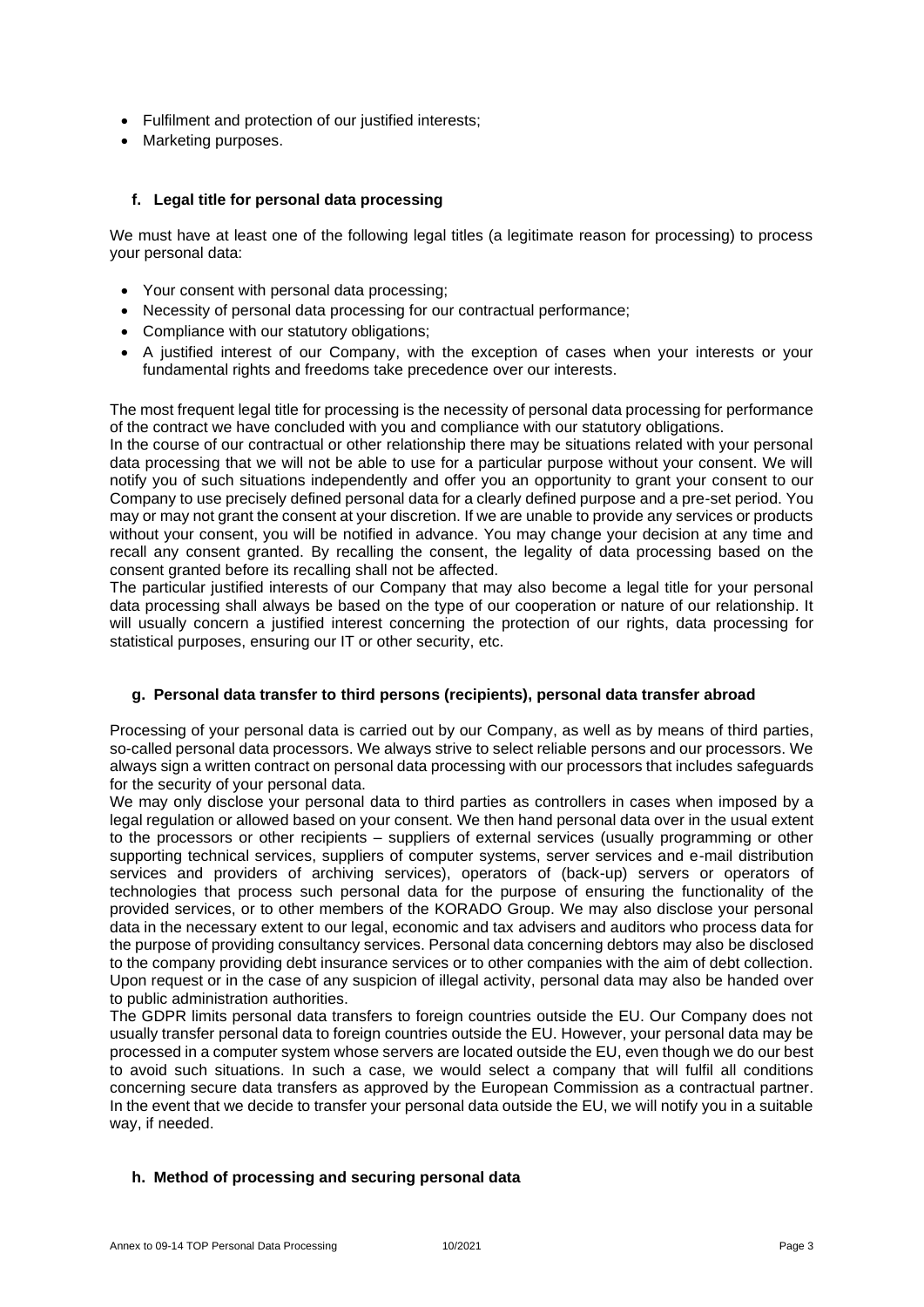- Fulfilment and protection of our justified interests;
- Marketing purposes.

### f. Legal title for personal data processing

We must have at least one of the following legal titles (a legitimate reason for processing) to process your personal data:

- Your consent with personal data processing;
- Necessity of personal data processing for our contractual performance;
- Compliance with our statutory obligations;
- A justified interest of our Company, with the exception of cases when your interests or your fundamental rights and freedoms take precedence over our interests.

The most frequent legal title for processing is the necessity of personal data processing for performance of the contract we have concluded with you and compliance with our statutory obligations.

In the course of our contractual or other relationship there may be situations related with your personal data processing that we will not be able to use for a particular purpose without your consent. We will notify you of such situations independently and offer you an opportunity to grant your consent to our Company to use precisely defined personal data for a clearly defined purpose and a pre-set period. You may or may not grant the consent at your discretion. If we are unable to provide any services or products without your consent, you will be notified in advance. You may change your decision at any time and recall any consent granted. By recalling the consent, the legality of data processing based on the consent granted before its recalling shall not be affected.

The particular justified interests of our Company that may also become a legal title for your personal data processing shall always be based on the type of our cooperation or nature of our relationship. It will usually concern a justified interest concerning the protection of our rights, data processing for statistical purposes, ensuring our IT or other security, etc.

### g. Personal data transfer to third persons (recipients), personal data transfer abroad

Processing of your personal data is carried out by our Company, as well as by means of third parties, so-called personal data processors. We always strive to select reliable persons and our processors. We always sign a written contract on personal data processing with our processors that includes safeguards for the security of your personal data.

We may only disclose your personal data to third parties as controllers in cases when imposed by a legal regulation or allowed based on your consent. We then hand personal data over in the usual extent to the processors or other recipients – suppliers of external services (usually programming or other supporting technical services, suppliers of computer systems, server services and e-mail distribution services and providers of archiving services), operators of (back-up) servers or operators of technologies that process such personal data for the purpose of ensuring the functionality of the provided services, or to other members of the KORADO Group. We may also disclose your personal data in the necessary extent to our legal, economic and tax advisers and auditors who process data for the purpose of providing consultancy services. Personal data concerning debtors may also be disclosed to the company providing debt insurance services or to other companies with the aim of debt collection. Upon request or in the case of any suspicion of illegal activity, personal data may also be handed over to public administration authorities.

The GDPR limits personal data transfers to foreign countries outside the EU. Our Company does not usually transfer personal data to foreign countries outside the EU. However, your personal data may be processed in a computer system whose servers are located outside the EU, even though we do our best to avoid such situations. In such a case, we would select a company that will fulfil all conditions concerning secure data transfers as approved by the European Commission as a contractual partner. In the event that we decide to transfer your personal data outside the EU, we will notify you in a suitable way, if needed.

### h. Method of processing and securing personal data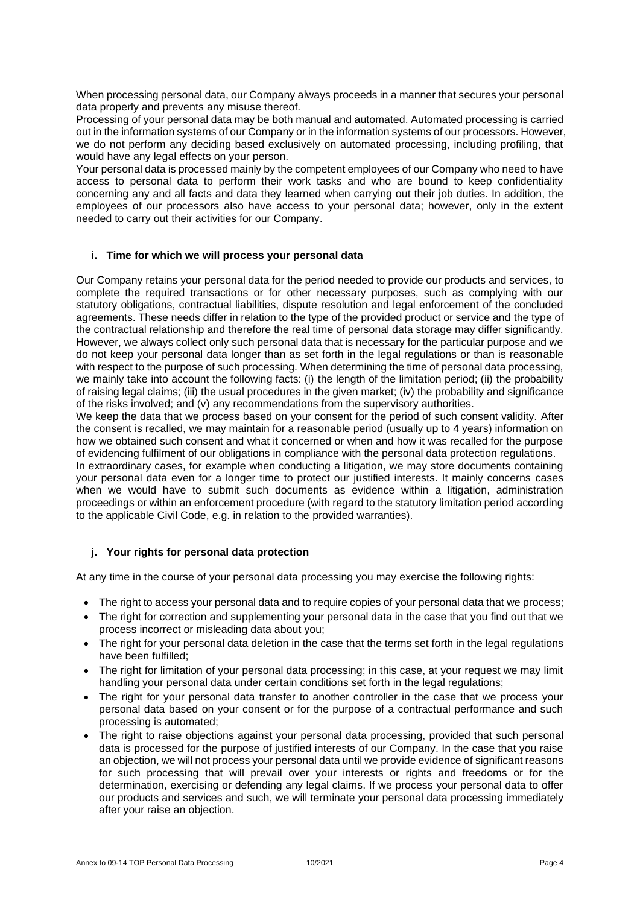When processing personal data, our Company always proceeds in a manner that secures your personal data properly and prevents any misuse thereof.

Processing of your personal data may be both manual and automated. Automated processing is carried out in the information systems of our Company or in the information systems of our processors. However, we do not perform any deciding based exclusively on automated processing, including profiling, that would have any legal effects on your person.

Your personal data is processed mainly by the competent employees of our Company who need to have access to personal data to perform their work tasks and who are bound to keep confidentiality concerning any and all facts and data they learned when carrying out their job duties. In addition, the employees of our processors also have access to your personal data; however, only in the extent needed to carry out their activities for our Company.

### i. Time for which we will process your personal data

Our Company retains your personal data for the period needed to provide our products and services, to complete the required transactions or for other necessary purposes, such as complying with our statutory obligations, contractual liabilities, dispute resolution and legal enforcement of the concluded agreements. These needs differ in relation to the type of the provided product or service and the type of the contractual relationship and therefore the real time of personal data storage may differ significantly. However, we always collect only such personal data that is necessary for the particular purpose and we do not keep your personal data longer than as set forth in the legal regulations or than is reasonable with respect to the purpose of such processing. When determining the time of personal data processing, we mainly take into account the following facts: (i) the length of the limitation period; (ii) the probability of raising legal claims; (iii) the usual procedures in the given market; (iv) the probability and significance of the risks involved; and (v) any recommendations from the supervisory authorities.

We keep the data that we process based on your consent for the period of such consent validity. After the consent is recalled, we may maintain for a reasonable period (usually up to 4 years) information on how we obtained such consent and what it concerned or when and how it was recalled for the purpose of evidencing fulfilment of our obligations in compliance with the personal data protection regulations.

In extraordinary cases, for example when conducting a litigation, we may store documents containing your personal data even for a longer time to protect our justified interests. It mainly concerns cases when we would have to submit such documents as evidence within a litigation, administration proceedings or within an enforcement procedure (with regard to the statutory limitation period according to the applicable Civil Code, e.g. in relation to the provided warranties).

### j. Your rights for personal data protection

At any time in the course of your personal data processing you may exercise the following rights:

- The right to access your personal data and to require copies of your personal data that we process;
- The right for correction and supplementing your personal data in the case that you find out that we process incorrect or misleading data about you;
- The right for your personal data deletion in the case that the terms set forth in the legal regulations have been fulfilled;
- The right for limitation of your personal data processing; in this case, at your request we may limit handling your personal data under certain conditions set forth in the legal regulations;
- The right for your personal data transfer to another controller in the case that we process your personal data based on your consent or for the purpose of a contractual performance and such processing is automated;
- The right to raise objections against your personal data processing, provided that such personal data is processed for the purpose of justified interests of our Company. In the case that you raise an objection, we will not process your personal data until we provide evidence of significant reasons for such processing that will prevail over your interests or rights and freedoms or for the determination, exercising or defending any legal claims. If we process your personal data to offer our products and services and such, we will terminate your personal data processing immediately after your raise an objection.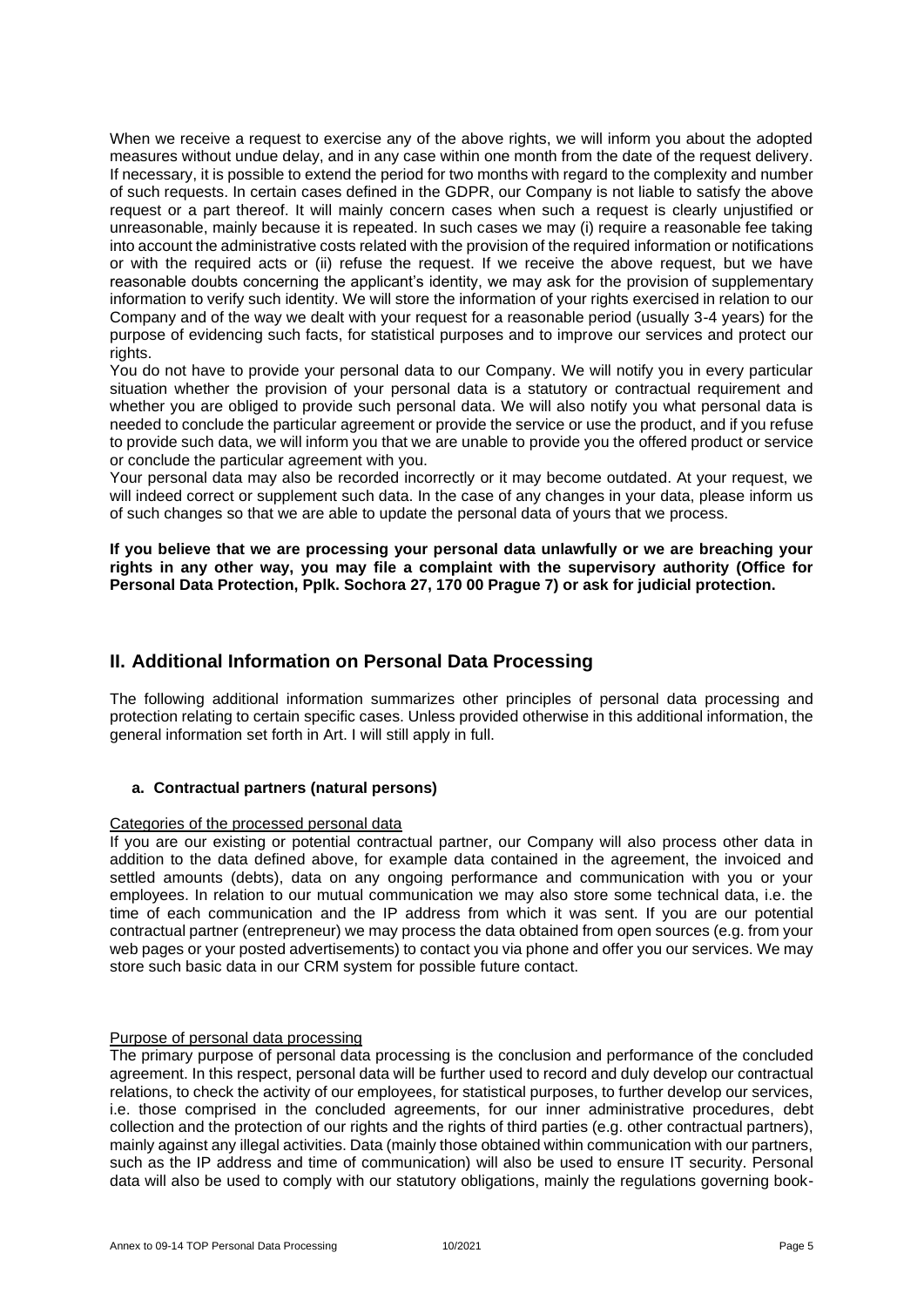When we receive a request to exercise any of the above rights, we will inform you about the adopted measures without undue delay, and in any case within one month from the date of the request delivery. If necessary, it is possible to extend the period for two months with regard to the complexity and number of such requests. In certain cases defined in the GDPR, our Company is not liable to satisfy the above request or a part thereof. It will mainly concern cases when such a request is clearly unjustified or unreasonable, mainly because it is repeated. In such cases we may (i) require a reasonable fee taking into account the administrative costs related with the provision of the required information or notifications or with the required acts or (ii) refuse the request. If we receive the above request, but we have reasonable doubts concerning the applicant's identity, we may ask for the provision of supplementary information to verify such identity. We will store the information of your rights exercised in relation to our Company and of the way we dealt with your request for a reasonable period (usually 3-4 years) for the purpose of evidencing such facts, for statistical purposes and to improve our services and protect our rights.

You do not have to provide your personal data to our Company. We will notify you in every particular situation whether the provision of your personal data is a statutory or contractual requirement and whether you are obliged to provide such personal data. We will also notify you what personal data is needed to conclude the particular agreement or provide the service or use the product, and if you refuse to provide such data, we will inform you that we are unable to provide you the offered product or service or conclude the particular agreement with you.

Your personal data may also be recorded incorrectly or it may become outdated. At your request, we will indeed correct or supplement such data. In the case of any changes in your data, please inform us of such changes so that we are able to update the personal data of yours that we process.

**If you believe that we are processing your personal data unlawfully or we are breaching your rights in any other way, you may file a complaint with the supervisory authority (Office for Personal Data Protection, Pplk. Sochora 27, 170 00 Prague 7) or ask for judicial protection.**

## II. Additional Information on Personal Data Processing

The following additional information summarizes other principles of personal data processing and protection relating to certain specific cases. Unless provided otherwise in this additional information, the general information set forth in Art. I will still apply in full.

### a. Contractual partners (natural persons)

Categories of the processed personal data

If you are our existing or potential contractual partner, our Company will also process other data in addition to the data defined above, for example data contained in the agreement, the invoiced and settled amounts (debts), data on any ongoing performance and communication with you or your employees. In relation to our mutual communication we may also store some technical data, i.e. the time of each communication and the IP address from which it was sent. If you are our potential contractual partner (entrepreneur) we may process the data obtained from open sources (e.g. from your web pages or your posted advertisements) to contact you via phone and offer you our services. We may store such basic data in our CRM system for possible future contact.

Purpose of personal data processing

The primary purpose of personal data processing is the conclusion and performance of the concluded agreement. In this respect, personal data will be further used to record and duly develop our contractual relations, to check the activity of our employees, for statistical purposes, to further develop our services, i.e. those comprised in the concluded agreements, for our inner administrative procedures, debt collection and the protection of our rights and the rights of third parties (e.g. other contractual partners), mainly against any illegal activities. Data (mainly those obtained within communication with our partners, such as the IP address and time of communication) will also be used to ensure IT security. Personal data will also be used to comply with our statutory obligations, mainly the regulations governing book-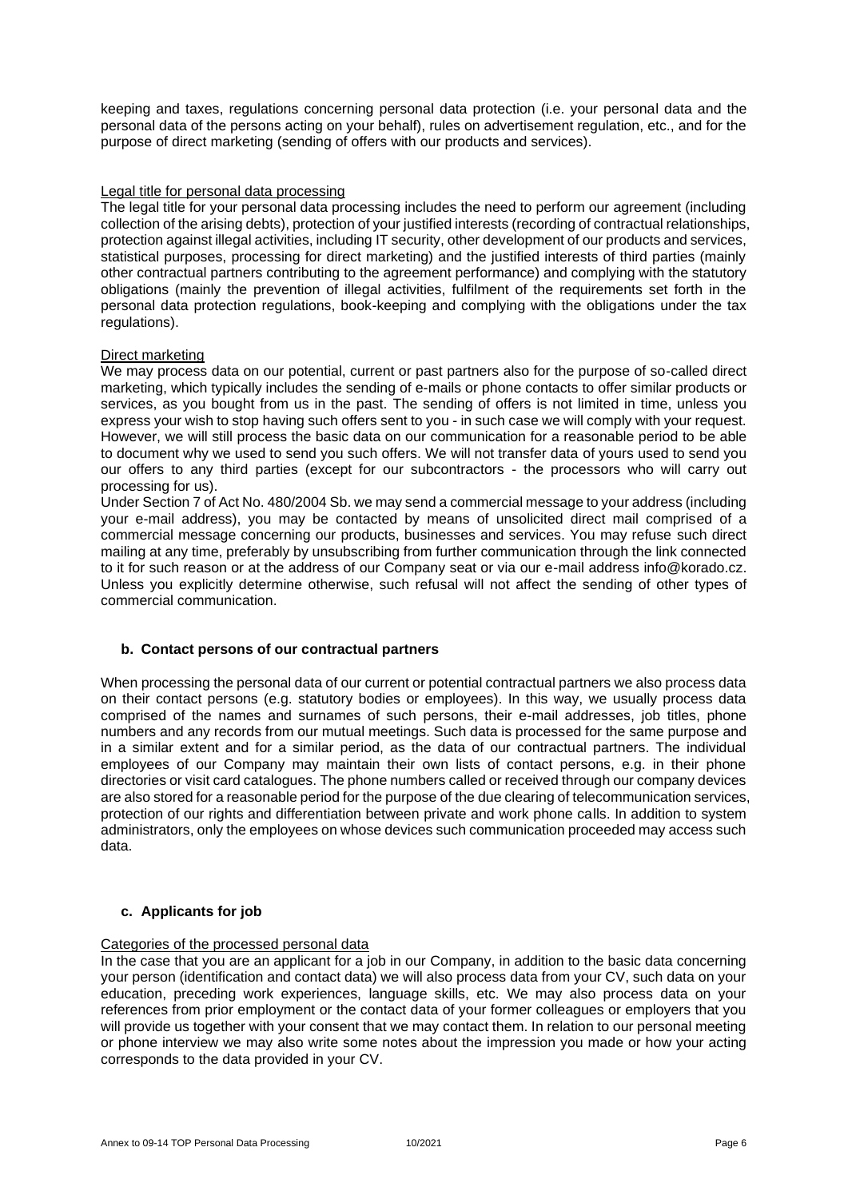keeping and taxes, regulations concerning personal data protection (i.e. your personal data and the personal data of the persons acting on your behalf), rules on advertisement regulation, etc., and for the purpose of direct marketing (sending of offers with our products and services).

<u>Legal title for personal data processing</u>

The legal title for your personal data processing includes the need to perform our agreement (including collection of the arising debts), protection of your justified interests (recording of contractual relationships, protection against illegal activities, including IT security, other development of our products and services, statistical purposes, processing for direct marketing) and the justified interests of third parties (mainly other contractual partners contributing to the agreement performance) and complying with the statutory obligations (mainly the prevention of illegal activities, fulfilment of the requirements set forth in the personal data protection regulations, book-keeping and complying with the obligations under the tax regulations).

<u>Direct marketing</u>

We may process data on our potential, current or past partners also for the purpose of so-called direct marketing, which typically includes the sending of e-mails or phone contacts to offer similar products or services, as you bought from us in the past. The sending of offers is not limited in time, unless you express your wish to stop having such offers sent to you - in such case we will comply with your request. However, we will still process the basic data on our communication for a reasonable period to be able to document why we used to send you such offers. We will not transfer data of yours used to send you our offers to any third parties (except for our subcontractors - the processors who will carry out processing for us).

Under Section 7 of Act No. 480/2004 Sb. we may send a commercial message to your address (including your e-mail address), you may be contacted by means of unsolicited direct mail comprised of a commercial message concerning our products, businesses and services. You may refuse such direct mailing at any time, preferably by unsubscribing from further communication through the link connected to it for such reason or at the address of our Company seat or via our e-mail address info@korado.cz. Unless you explicitly determine otherwise, such refusal will not affect the sending of other types of commercial communication.

### b. Contact persons of our contractual partners

When processing the personal data of our current or potential contractual partners we also process data on their contact persons (e.g. statutory bodies or employees). In this way, we usually process data comprised of the names and surnames of such persons, their e-mail addresses, job titles, phone numbers and any records from our mutual meetings. Such data is processed for the same purpose and in a similar extent and for a similar period, as the data of our contractual partners. The individual employees of our Company may maintain their own lists of contact persons, e.g. in their phone directories or visit card catalogues. The phone numbers called or received through our company devices are also stored for a reasonable period for the purpose of the due clearing of telecommunication services, protection of our rights and differentiation between private and work phone calls. In addition to system administrators, only the employees on whose devices such communication proceeded may access such data.

### c. Applicants for job

<u>Categories of the processed personal data</u>

In the case that you are an applicant for a job in our Company, in addition to the basic data concerning your person (identification and contact data) we will also process data from your CV, such data on your education, preceding work experiences, language skills, etc. We may also process data on your references from prior employment or the contact data of your former colleagues or employers that you will provide us together with your consent that we may contact them. In relation to our personal meeting or phone interview we may also write some notes about the impression you made or how your acting corresponds to the data provided in your CV.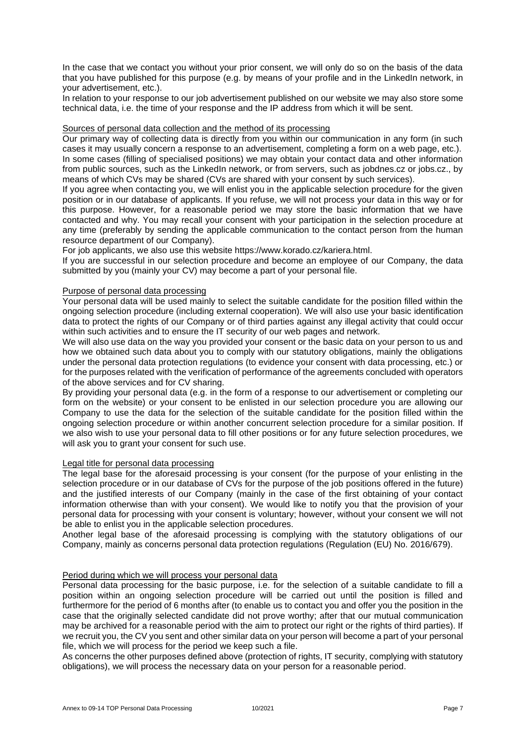In the case that we contact you without your prior consent, we will only do so on the basis of the data that you have published for this purpose (e.g. by means of your profile and in the LinkedIn network, in your advertisement, etc.).

In relation to your response to our job advertisement published on our website we may also store some technical data, i.e. the time of your response and the IP address from which it will be sent.

Sources of personal data collection and the method of its processing

Our primary way of collecting data is directly from you within our communication in any form (in such cases it may usually concern a response to an advertisement, completing a form on a web page, etc.).

In some cases (filling of specialised positions) we may obtain your contact data and other information from public sources, such as the LinkedIn network, or from servers, such as jobdnes.cz or jobs.cz., by means of which CVs may be shared (CVs are shared with your consent by such services).

If you agree when contacting you, we will enlist you in the applicable selection procedure for the given position or in our database of applicants. If you refuse, we will not process your data in this way or for this purpose. However, for a reasonable period we may store the basic information that we have contacted and why. You may recall your consent with your participation in the selection procedure at any time (preferably by sending the applicable communication to the contact person from the human resource department of our Company).

For job applicants, we also use this website https://www.korado.cz/kariera.html.

If you are successful in our selection procedure and become an employee of our Company, the data submitted by you (mainly your CV) may become a part of your personal file.

Purpose of personal data processing

Your personal data will be used mainly to select the suitable candidate for the position filled within the ongoing selection procedure (including external cooperation). We will also use your basic identification data to protect the rights of our Company or of third parties against any illegal activity that could occur within such activities and to ensure the IT security of our web pages and network.

We will also use data on the way you provided your consent or the basic data on your person to us and how we obtained such data about you to comply with our statutory obligations, mainly the obligations under the personal data protection regulations (to evidence your consent with data processing, etc.) or for the purposes related with the verification of performance of the agreements concluded with operators of the above services and for CV sharing.

By providing your personal data (e.g. in the form of a response to our advertisement or completing our form on the website) or your consent to be enlisted in our selection procedure you are allowing our Company to use the data for the selection of the suitable candidate for the position filled within the ongoing selection procedure or within another concurrent selection procedure for a similar position. If we also wish to use your personal data to fill other positions or for any future selection procedures, we will ask you to grant your consent for such use.

Legal title for personal data processing

The legal base for the aforesaid processing is your consent (for the purpose of your enlisting in the selection procedure or in our database of CVs for the purpose of the job positions offered in the future) and the justified interests of our Company (mainly in the case of the first obtaining of your contact information otherwise than with your consent). We would like to notify you that the provision of your personal data for processing with your consent is voluntary; however, without your consent we will not be able to enlist you in the applicable selection procedures.

Another legal base of the aforesaid processing is complying with the statutory obligations of our Company, mainly as concerns personal data protection regulations (Regulation (EU) No. 2016/679).

Period during which we will process your personal data

Personal data processing for the basic purpose, i.e. for the selection of a suitable candidate to fill a position within an ongoing selection procedure will be carried out until the position is filled and furthermore for the period of 6 months after (to enable us to contact you and offer you the position in the case that the originally selected candidate did not prove worthy; after that our mutual communication may be archived for a reasonable period with the aim to protect our right or the rights of third parties). If we recruit you, the CV you sent and other similar data on your person will become a part of your personal file, which we will process for the period we keep such a file.

As concerns the other purposes defined above (protection of rights, IT security, complying with statutory obligations), we will process the necessary data on your person for a reasonable period.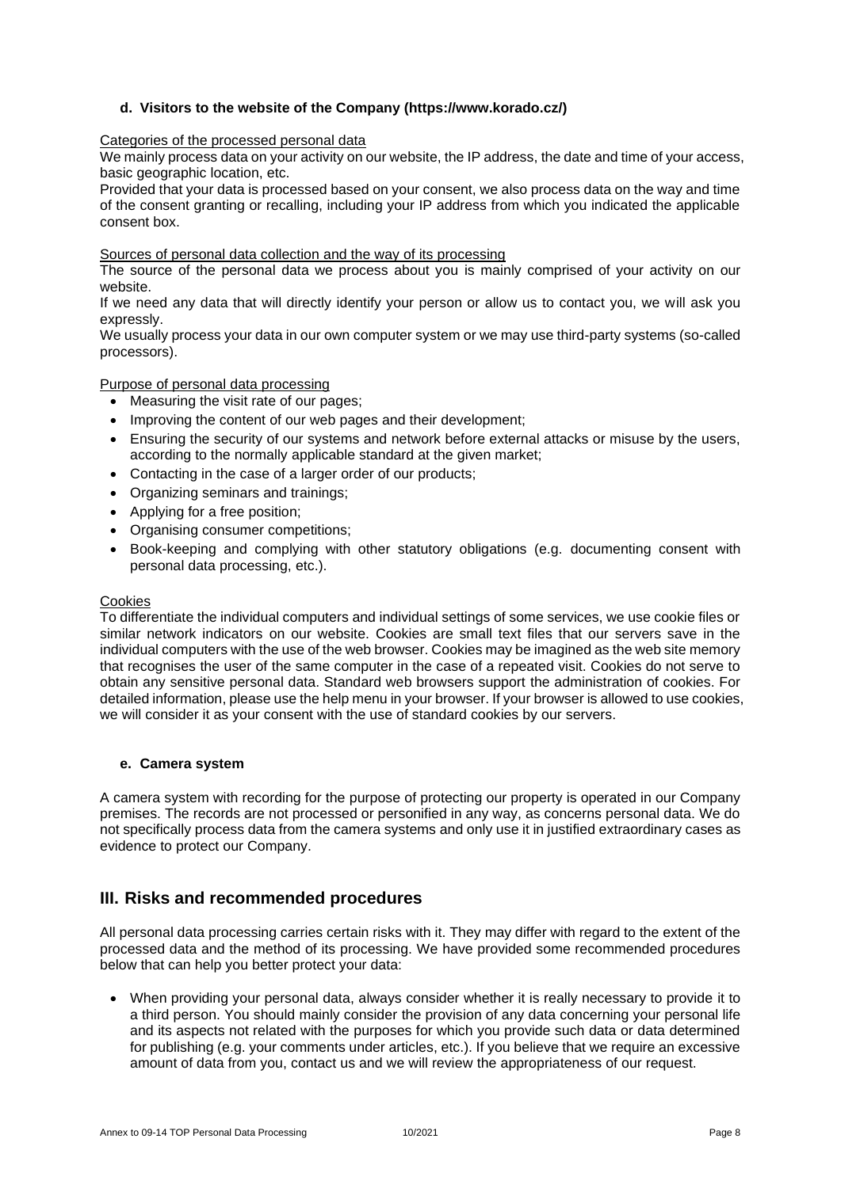#### d. Visitors to the website of the Company (https://www.korado.cz/)

Categories of the processed personal data

We mainly process data on your activity on our website, the IP address, the date and time of your access, basic geographic location, etc.

Provided that your data is processed based on your consent, we also process data on the way and time of the consent granting or recalling, including your IP address from which you indicated the applicable consent box.

Sources of personal data collection and the way of its processing

The source of the personal data we process about you is mainly comprised of your activity on our website.

If we need any data that will directly identify your person or allow us to contact you, we will ask you expressly.

We usually process your data in our own computer system or we may use third-party systems (so-called processors).

Purpose of personal data processing

- Measuring the visit rate of our pages;
- Improving the content of our web pages and their development;
- Ensuring the security of our systems and network before external attacks or misuse by the users, according to the normally applicable standard at the given market;
- Contacting in the case of a larger order of our products;
- Organizing seminars and trainings;
- Applying for a free position;
- Organising consumer competitions;
- Book-keeping and complying with other statutory obligations (e.g. documenting consent with personal data processing, etc.).

Cookies

To differentiate the individual computers and individual settings of some services, we use cookie files or similar network indicators on our website. Cookies are small text files that our servers save in the individual computers with the use of the web browser. Cookies may be imagined as the web site memory that recognises the user of the same computer in the case of a repeated visit. Cookies do not serve to obtain any sensitive personal data. Standard web browsers support the administration of cookies. For detailed information, please use the help menu in your browser. If your browser is allowed to use cookies, we will consider it as your consent with the use of standard cookies by our servers.

#### e. Camera system

A camera system with recording for the purpose of protecting our property is operated in our Company premises. The records are not processed or personified in any way, as concerns personal data. We do not specifically process data from the camera systems and only use it in justified extraordinary cases as evidence to protect our Company.

## III. Risks and recommended procedures

All personal data processing carries certain risks with it. They may differ with regard to the extent of the processed data and the method of its processing. We have provided some recommended procedures below that can help you better protect your data:

- When providing your personal data, always consider whether it is really necessary to provide it to a third person. You should mainly consider the provision of any data concerning your personal life and its aspects not related with the purposes for which you provide such data or data determined for publishing (e.g. your comments under articles, etc.). If you believe that we require an excessive amount of data from you, contact us and we will review the appropriateness of our request.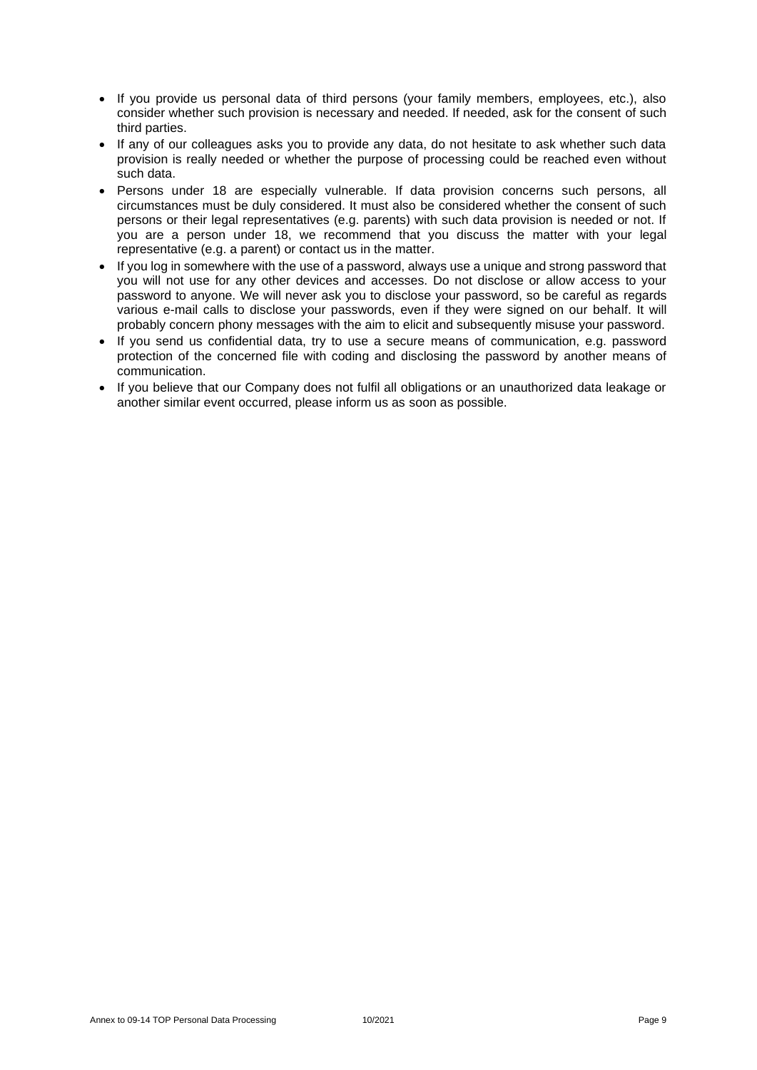- If you provide us personal data of third persons (your family members, employees, etc.), also consider whether such provision is necessary and needed. If needed, ask for the consent of such third parties.
- If any of our colleagues asks you to provide any data, do not hesitate to ask whether such data provision is really needed or whether the purpose of processing could be reached even without such data.
- Persons under 18 are especially vulnerable. If data provision concerns such persons, all circumstances must be duly considered. It must also be considered whether the consent of such persons or their legal representatives (e.g. parents) with such data provision is needed or not. If you are a person under 18, we recommend that you discuss the matter with your legal representative (e.g. a parent) or contact us in the matter.
- If you log in somewhere with the use of a password, always use a unique and strong password that you will not use for any other devices and accesses. Do not disclose or allow access to your password to anyone. We will never ask you to disclose your password, so be careful as regards various e-mail calls to disclose your passwords, even if they were signed on our behalf. It will probably concern phony messages with the aim to elicit and subsequently misuse your password.
- If you send us confidential data, try to use a secure means of communication, e.g. password protection of the concerned file with coding and disclosing the password by another means of communication.
- If you believe that our Company does not fulfil all obligations or an unauthorized data leakage or another similar event occurred, please inform us as soon as possible.